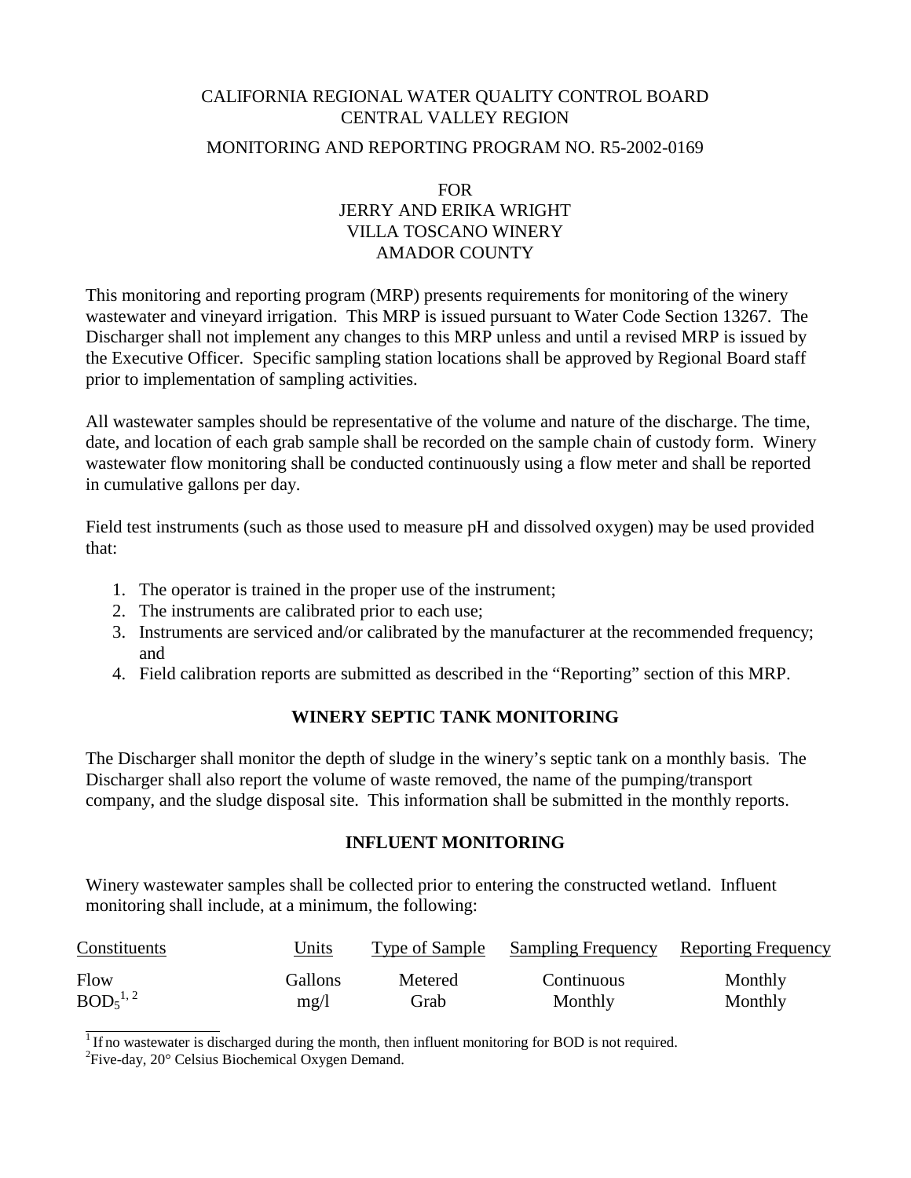CALIFORNIA REGIONAL WATER QUALITY CONTROL BOARD
CENTRAL VALLEY REGION

MONITORING AND REPORTING PROGRAM NO. R5-2002-0169

FOR
JERRY AND ERIKA WRIGHT
VILLA TOSCANO WINERY
AMADOR COUNTY

This monitoring and reporting program (MRP) presents requirements for monitoring of the winery wastewater and vineyard irrigation. This MRP is issued pursuant to Water Code Section 13267. The Discharger shall not implement any changes to this MRP unless and until a revised MRP is issued by the Executive Officer. Specific sampling station locations shall be approved by Regional Board staff prior to implementation of sampling activities.

All wastewater samples should be representative of the volume and nature of the discharge. The time, date, and location of each grab sample shall be recorded on the sample chain of custody form. Winery wastewater flow monitoring shall be conducted continuously using a flow meter and shall be reported in cumulative gallons per day.

Field test instruments (such as those used to measure pH and dissolved oxygen) may be used provided that:

1. The operator is trained in the proper use of the instrument;
2. The instruments are calibrated prior to each use;
3. Instruments are serviced and/or calibrated by the manufacturer at the recommended frequency; and
4. Field calibration reports are submitted as described in the "Reporting" section of this MRP.

## WINERY SEPTIC TANK MONITORING

The Discharger shall monitor the depth of sludge in the winery's septic tank on a monthly basis. The Discharger shall also report the volume of waste removed, the name of the pumping/transport company, and the sludge disposal site. This information shall be submitted in the monthly reports.

## INFLUENT MONITORING

Winery wastewater samples shall be collected prior to entering the constructed wetland. Influent monitoring shall include, at a minimum, the following:

| Constituents | Units | Type of Sample | Sampling Frequency | Reporting Frequency |
|---|---|---|---|---|
| Flow | Gallons | Metered | Continuous | Monthly |
| $BOD_5$ [1, 2] | mg/l | Grab | Monthly | Monthly |

[1] If no wastewater is discharged during the month, then influent monitoring for BOD is not required.
[2] Five-day, 20° Celsius Biochemical Oxygen Demand.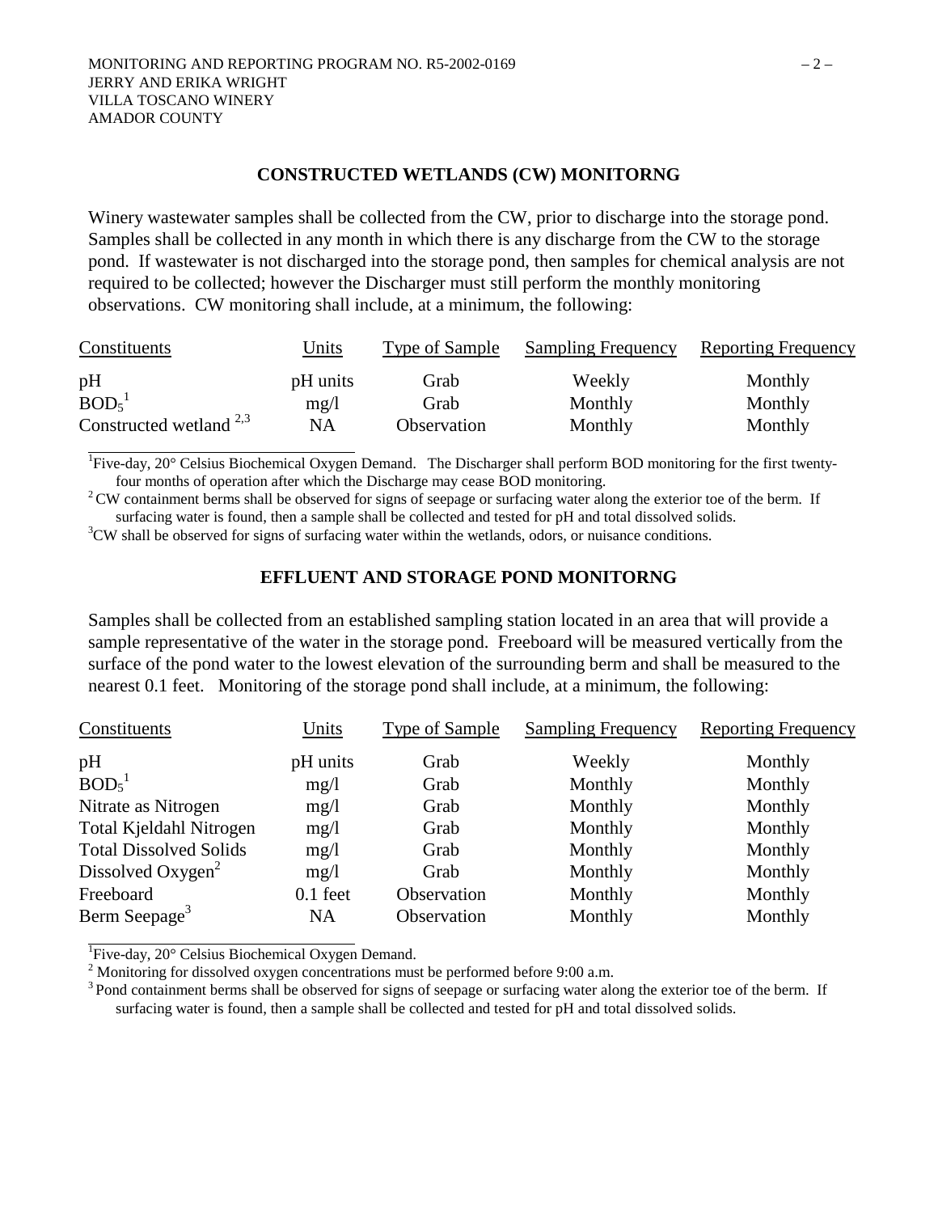## CONSTRUCTED WETLANDS (CW) MONITORNG

Winery wastewater samples shall be collected from the CW, prior to discharge into the storage pond. Samples shall be collected in any month in which there is any discharge from the CW to the storage pond. If wastewater is not discharged into the storage pond, then samples for chemical analysis are not required to be collected; however the Discharger must still perform the monthly monitoring observations. CW monitoring shall include, at a minimum, the following:

| Constituents | Units | Type of Sample | Sampling Frequency | Reporting Frequency |
|---|---|---|---|---|
| pH | pH units | Grab | Weekly | Monthly |
| $BOD_5$[1] | mg/l | Grab | Monthly | Monthly |
| Constructed wetland [2,3] | NA | Observation | Monthly | Monthly |

[1] Five-day, 20° Celsius Biochemical Oxygen Demand. The Discharger shall perform BOD monitoring for the first twenty-four months of operation after which the Discharge may cease BOD monitoring.

[2] CW containment berms shall be observed for signs of seepage or surfacing water along the exterior toe of the berm. If surfacing water is found, then a sample shall be collected and tested for pH and total dissolved solids.

[3] CW shall be observed for signs of surfacing water within the wetlands, odors, or nuisance conditions.

## EFFLUENT AND STORAGE POND MONITORNG

Samples shall be collected from an established sampling station located in an area that will provide a sample representative of the water in the storage pond. Freeboard will be measured vertically from the surface of the pond water to the lowest elevation of the surrounding berm and shall be measured to the nearest 0.1 feet. Monitoring of the storage pond shall include, at a minimum, the following:

| Constituents | Units | Type of Sample | Sampling Frequency | Reporting Frequency |
|---|---|---|---|---|
| pH | pH units | Grab | Weekly | Monthly |
| $BOD_5$[1] | mg/l | Grab | Monthly | Monthly |
| Nitrate as Nitrogen | mg/l | Grab | Monthly | Monthly |
| Total Kjeldahl Nitrogen | mg/l | Grab | Monthly | Monthly |
| Total Dissolved Solids | mg/l | Grab | Monthly | Monthly |
| Dissolved Oxygen[2] | mg/l | Grab | Monthly | Monthly |
| Freeboard | 0.1 feet | Observation | Monthly | Monthly |
| Berm Seepage[3] | NA | Observation | Monthly | Monthly |

[1] Five-day, 20° Celsius Biochemical Oxygen Demand.

[2] Monitoring for dissolved oxygen concentrations must be performed before 9:00 a.m.

[3] Pond containment berms shall be observed for signs of seepage or surfacing water along the exterior toe of the berm. If surfacing water is found, then a sample shall be collected and tested for pH and total dissolved solids.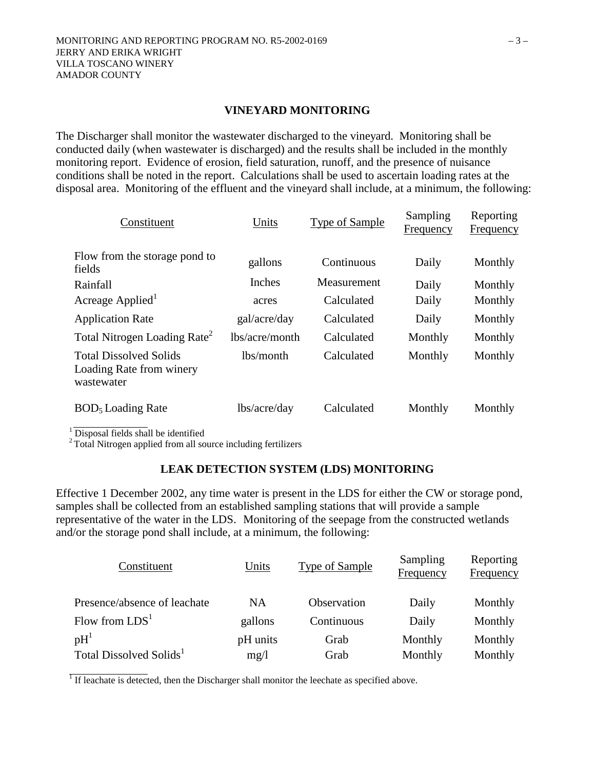## VINEYARD MONITORING

The Discharger shall monitor the wastewater discharged to the vineyard. Monitoring shall be conducted daily (when wastewater is discharged) and the results shall be included in the monthly monitoring report. Evidence of erosion, field saturation, runoff, and the presence of nuisance conditions shall be noted in the report. Calculations shall be used to ascertain loading rates at the disposal area. Monitoring of the effluent and the vineyard shall include, at a minimum, the following:

| Constituent | Units | Type of Sample | Sampling Frequency | Reporting Frequency |
|---|---|---|---|---|
| Flow from the storage pond to fields | gallons | Continuous | Daily | Monthly |
| Rainfall | Inches | Measurement | Daily | Monthly |
| Acreage Applied[1] | acres | Calculated | Daily | Monthly |
| Application Rate | gal/acre/day | Calculated | Daily | Monthly |
| Total Nitrogen Loading Rate[2] | lbs/acre/month | Calculated | Monthly | Monthly |
| Total Dissolved Solids Loading Rate from winery wastewater | lbs/month | Calculated | Monthly | Monthly |
| $BOD_5$ Loading Rate | lbs/acre/day | Calculated | Monthly | Monthly |

[1] Disposal fields shall be identified
[2] Total Nitrogen applied from all source including fertilizers

## LEAK DETECTION SYSTEM (LDS) MONITORING

Effective 1 December 2002, any time water is present in the LDS for either the CW or storage pond, samples shall be collected from an established sampling stations that will provide a sample representative of the water in the LDS. Monitoring of the seepage from the constructed wetlands and/or the storage pond shall include, at a minimum, the following:

| Constituent | Units | Type of Sample | Sampling Frequency | Reporting Frequency |
|---|---|---|---|---|
| Presence/absence of leachate | NA | Observation | Daily | Monthly |
| Flow from LDS[1] | gallons | Continuous | Daily | Monthly |
| pH[1] | pH units | Grab | Monthly | Monthly |
| Total Dissolved Solids[1] | mg/l | Grab | Monthly | Monthly |

[1] If leachate is detected, then the Discharger shall monitor the leechate as specified above.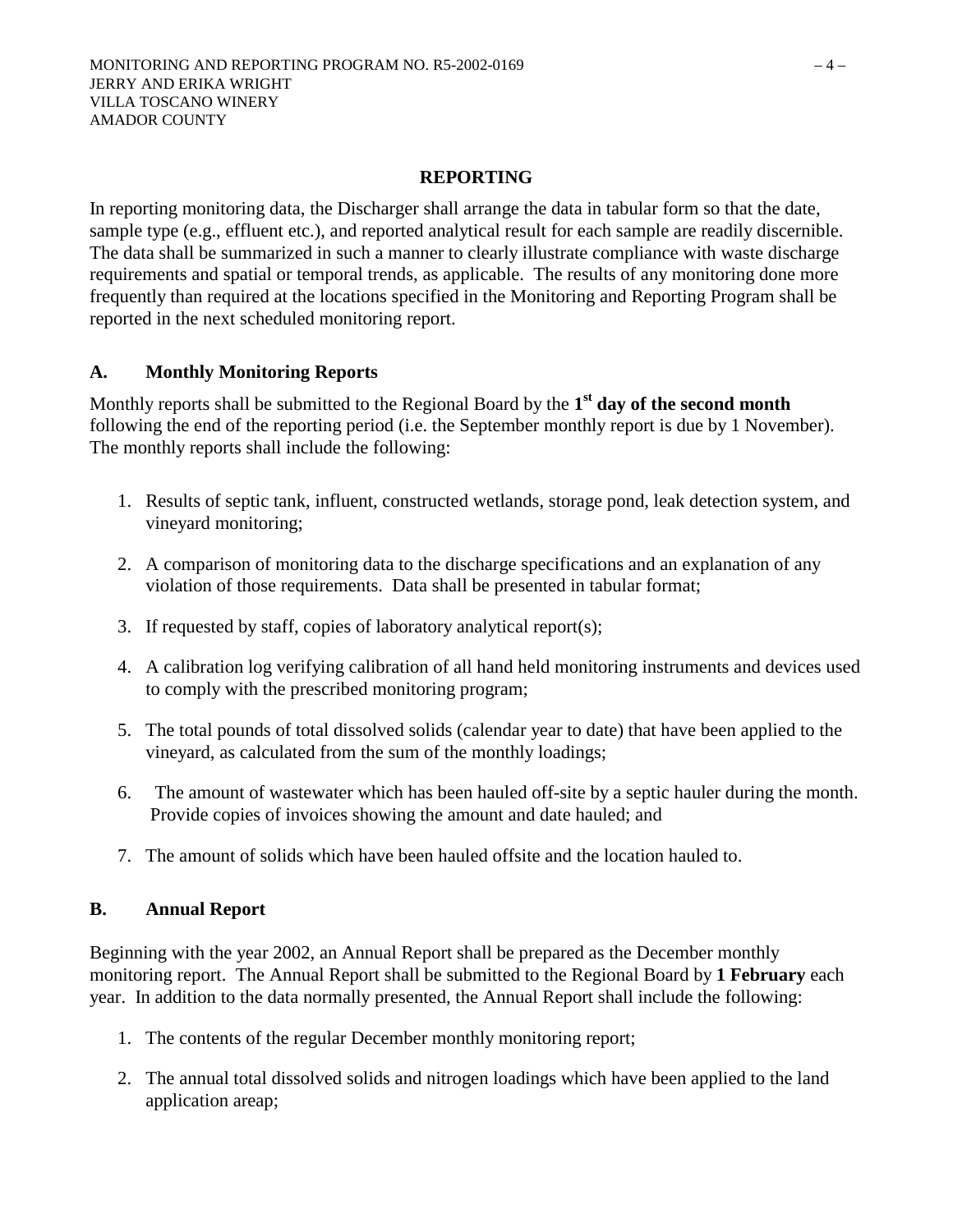## REPORTING

In reporting monitoring data, the Discharger shall arrange the data in tabular form so that the date, sample type (e.g., effluent etc.), and reported analytical result for each sample are readily discernible. The data shall be summarized in such a manner to clearly illustrate compliance with waste discharge requirements and spatial or temporal trends, as applicable. The results of any monitoring done more frequently than required at the locations specified in the Monitoring and Reporting Program shall be reported in the next scheduled monitoring report.

### A. Monthly Monitoring Reports

Monthly reports shall be submitted to the Regional Board by the **1st day of the second month** following the end of the reporting period (i.e. the September monthly report is due by 1 November). The monthly reports shall include the following:

1. Results of septic tank, influent, constructed wetlands, storage pond, leak detection system, and vineyard monitoring;
2. A comparison of monitoring data to the discharge specifications and an explanation of any violation of those requirements. Data shall be presented in tabular format;
3. If requested by staff, copies of laboratory analytical report(s);
4. A calibration log verifying calibration of all hand held monitoring instruments and devices used to comply with the prescribed monitoring program;
5. The total pounds of total dissolved solids (calendar year to date) that have been applied to the vineyard, as calculated from the sum of the monthly loadings;
6. The amount of wastewater which has been hauled off-site by a septic hauler during the month. Provide copies of invoices showing the amount and date hauled; and
7. The amount of solids which have been hauled offsite and the location hauled to.

### B. Annual Report

Beginning with the year 2002, an Annual Report shall be prepared as the December monthly monitoring report. The Annual Report shall be submitted to the Regional Board by **1 February** each year. In addition to the data normally presented, the Annual Report shall include the following:

1. The contents of the regular December monthly monitoring report;
2. The annual total dissolved solids and nitrogen loadings which have been applied to the land application areap;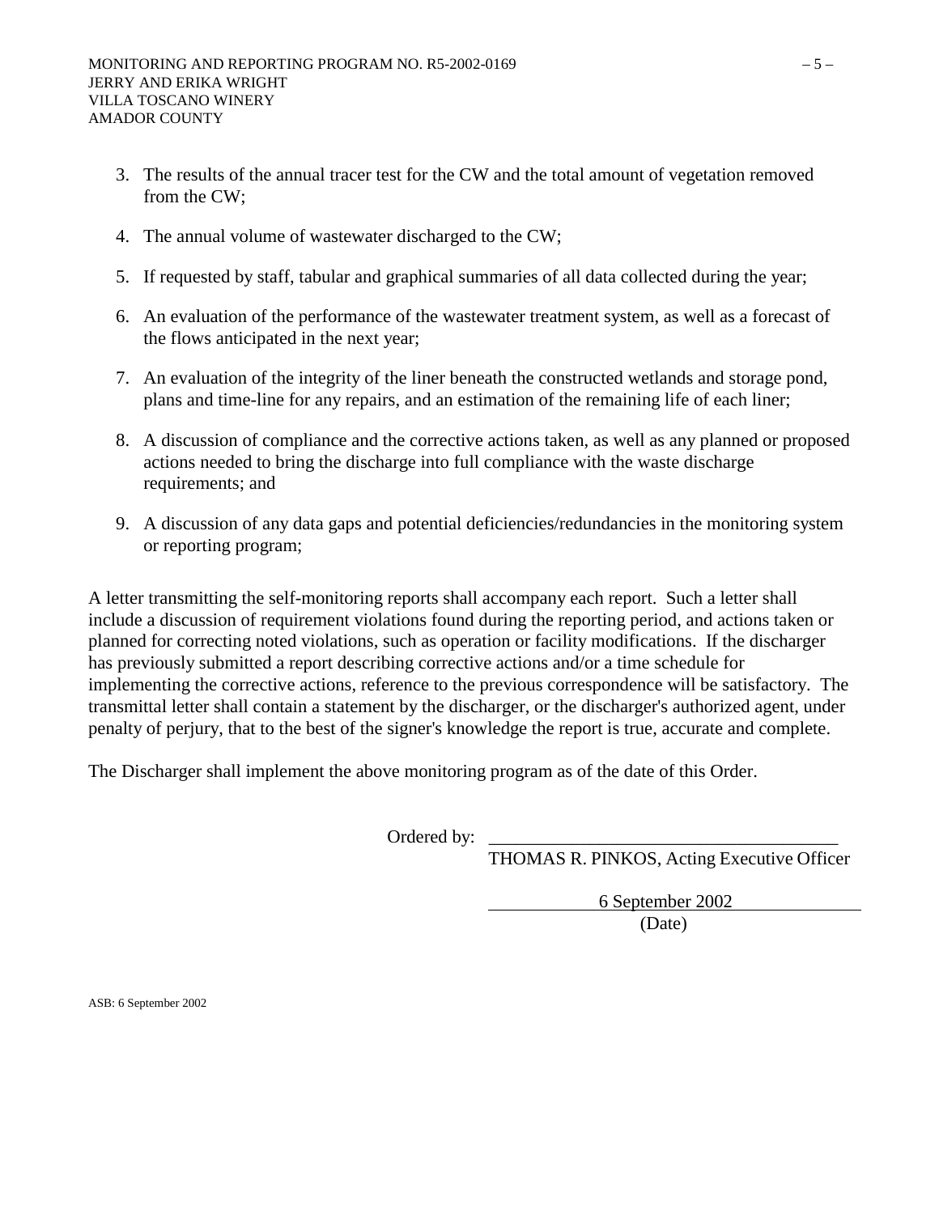3. The results of the annual tracer test for the CW and the total amount of vegetation removed from the CW;

4. The annual volume of wastewater discharged to the CW;

5. If requested by staff, tabular and graphical summaries of all data collected during the year;

6. An evaluation of the performance of the wastewater treatment system, as well as a forecast of the flows anticipated in the next year;

7. An evaluation of the integrity of the liner beneath the constructed wetlands and storage pond, plans and time-line for any repairs, and an estimation of the remaining life of each liner;

8. A discussion of compliance and the corrective actions taken, as well as any planned or proposed actions needed to bring the discharge into full compliance with the waste discharge requirements; and

9. A discussion of any data gaps and potential deficiencies/redundancies in the monitoring system or reporting program;

A letter transmitting the self-monitoring reports shall accompany each report. Such a letter shall include a discussion of requirement violations found during the reporting period, and actions taken or planned for correcting noted violations, such as operation or facility modifications. If the discharger has previously submitted a report describing corrective actions and/or a time schedule for implementing the corrective actions, reference to the previous correspondence will be satisfactory. The transmittal letter shall contain a statement by the discharger, or the discharger's authorized agent, under penalty of perjury, that to the best of the signer's knowledge the report is true, accurate and complete.

The Discharger shall implement the above monitoring program as of the date of this Order.

Ordered by: ______________________________________
THOMAS R. PINKOS, Acting Executive Officer

6 September 2002
(Date)

ASB: 6 September 2002